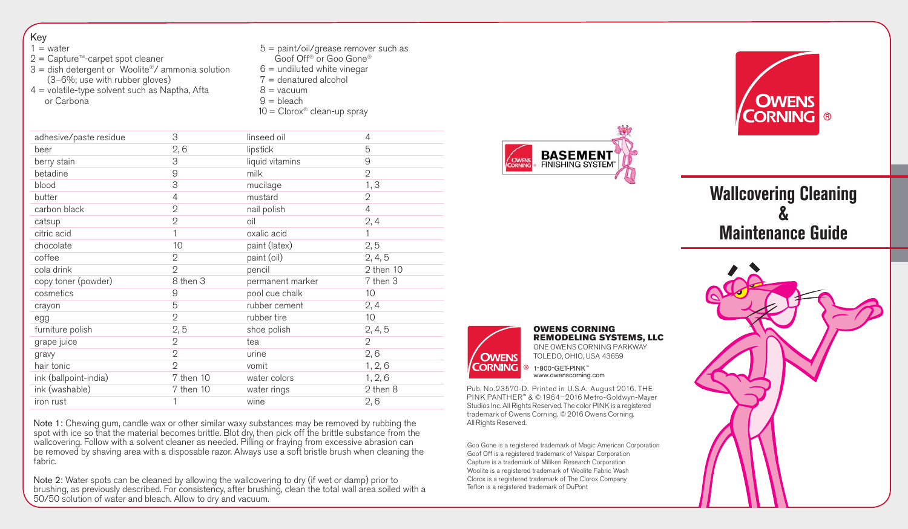## Key

1 = water
2 = Capture™-carpet spot cleaner
3 = dish detergent or Woolite®/ ammonia solution (3–6%; use with rubber gloves)
4 = volatile-type solvent such as Naptha, Afta or Carbona
5 = paint/oil/grease remover such as Goof Off® or Goo Gone®
6 = undiluted white vinegar
7 = denatured alcohol
8 = vacuum
9 = bleach
10 = Clorox® clean-up spray

| | | | |
|---|---|---|---|
| adhesive/paste residue | 3 | linseed oil | 4 |
| beer | 2, 6 | lipstick | 5 |
| berry stain | 3 | liquid vitamins | 9 |
| betadine | 9 | milk | 2 |
| blood | 3 | mucilage | 1, 3 |
| butter | 4 | mustard | 2 |
| carbon black | 2 | nail polish | 4 |
| catsup | 2 | oil | 2, 4 |
| citric acid | 1 | oxalic acid | 1 |
| chocolate | 10 | paint (latex) | 2, 5 |
| coffee | 2 | paint (oil) | 2, 4, 5 |
| cola drink | 2 | pencil | 2 then 10 |
| copy toner (powder) | 8 then 3 | permanent marker | 7 then 3 |
| cosmetics | 9 | pool cue chalk | 10 |
| crayon | 5 | rubber cement | 2, 4 |
| egg | 2 | rubber tire | 10 |
| furniture polish | 2, 5 | shoe polish | 2, 4, 5 |
| grape juice | 2 | tea | 2 |
| gravy | 2 | urine | 2, 6 |
| hair tonic | 2 | vomit | 1, 2, 6 |
| ink (ballpoint-india) | 7 then 10 | water colors | 1, 2, 6 |
| ink (washable) | 7 then 10 | water rings | 2 then 8 |
| iron rust | 1 | wine | 2, 6 |

Note 1: Chewing gum, candle wax or other similar waxy substances may be removed by rubbing the spot with ice so that the material becomes brittle. Blot dry, then pick off the brittle substance from the wallcovering. Follow with a solvent cleaner as needed. Pilling or fraying from excessive abrasion can be removed by shaving area with a disposable razor. Always use a soft bristle brush when cleaning the fabric.

Note 2: Water spots can be cleaned by allowing the wallcovering to dry (if wet or damp) prior to brushing, as previously described. For consistency, after brushing, clean the total wall area soiled with a 50/50 solution of water and bleach. Allow to dry and vacuum.

BASEMENT FINISHING SYSTEM™

**OWENS CORNING REMODELING SYSTEMS, LLC**
ONE OWENS CORNING PARKWAY
TOLEDO, OHIO, USA 43659

1-800-GET-PINK™
www.owenscorning.com

Pub. No. 23570-D. Printed in U.S.A. August 2016. THE PINK PANTHER™ & © 1964–2016 Metro-Goldwyn-Mayer Studios Inc. All Rights Reserved. The color PINK is a registered trademark of Owens Corning. © 2016 Owens Corning. All Rights Reserved.

Goo Gone is a registered trademark of Magic American Corporation
Goof Off is a registered trademark of Valspar Corporation
Capture is a trademark of Miliken Research Corporation
Woolite is a registered trademark of Woolite Fabric Wash
Clorox is a registered trademark of The Clorox Company
Teflon is a registered trademark of DuPont

OWENS CORNING®

# Wallcovering Cleaning & Maintenance Guide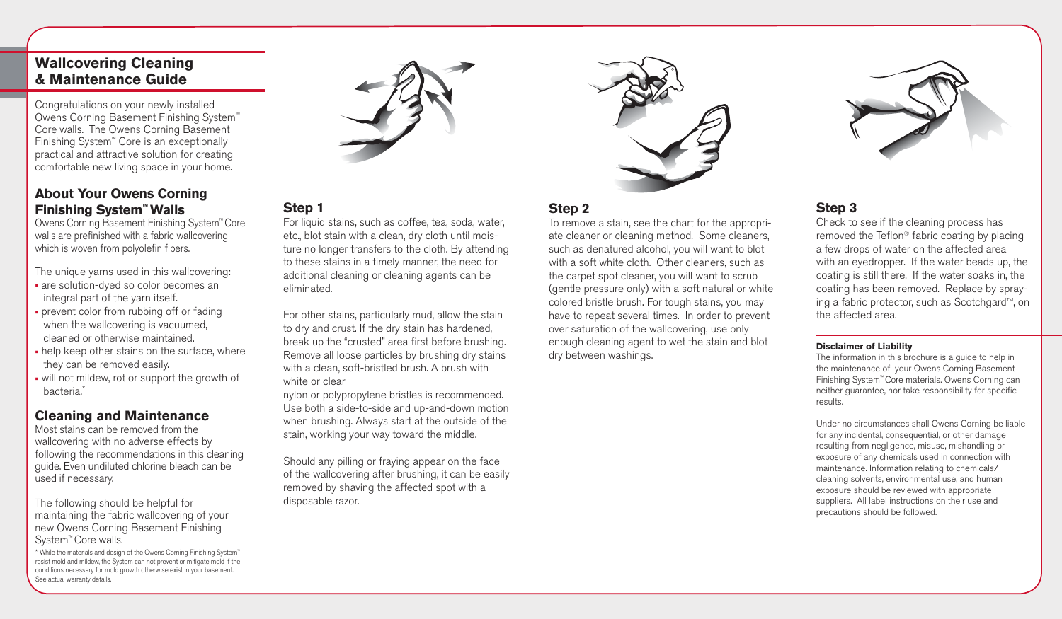## Wallcovering Cleaning & Maintenance Guide

Congratulations on your newly installed Owens Corning Basement Finishing System™ Core walls. The Owens Corning Basement Finishing System™ Core is an exceptionally practical and attractive solution for creating comfortable new living space in your home.

### About Your Owens Corning Finishing System™ Walls

Owens Corning Basement Finishing System™ Core walls are prefinished with a fabric wallcovering which is woven from polyolefin fibers.

The unique yarns used in this wallcovering:

- are solution-dyed so color becomes an integral part of the yarn itself.
- prevent color from rubbing off or fading when the wallcovering is vacuumed, cleaned or otherwise maintained.
- help keep other stains on the surface, where they can be removed easily.
- will not mildew, rot or support the growth of bacteria.*

### Cleaning and Maintenance

Most stains can be removed from the wallcovering with no adverse effects by following the recommendations in this cleaning guide. Even undiluted chlorine bleach can be used if necessary.

The following should be helpful for maintaining the fabric wallcovering of your new Owens Corning Basement Finishing System™ Core walls.

\* While the materials and design of the Owens Corning Finishing System™ resist mold and mildew, the System can not prevent or mitigate mold if the conditions necessary for mold growth otherwise exist in your basement. See actual warranty details.

### Step 1

For liquid stains, such as coffee, tea, soda, water, etc., blot stain with a clean, dry cloth until moisture no longer transfers to the cloth. By attending to these stains in a timely manner, the need for additional cleaning or cleaning agents can be eliminated.

For other stains, particularly mud, allow the stain to dry and crust. If the dry stain has hardened, break up the "crusted" area first before brushing. Remove all loose particles by brushing dry stains with a clean, soft-bristled brush. A brush with white or clear nylon or polypropylene bristles is recommended. Use both a side-to-side and up-and-down motion when brushing. Always start at the outside of the stain, working your way toward the middle.

Should any pilling or fraying appear on the face of the wallcovering after brushing, it can be easily removed by shaving the affected spot with a disposable razor.

### Step 2

To remove a stain, see the chart for the appropriate cleaner or cleaning method. Some cleaners, such as denatured alcohol, you will want to blot with a soft white cloth. Other cleaners, such as the carpet spot cleaner, you will want to scrub (gentle pressure only) with a soft natural or white colored bristle brush. For tough stains, you may have to repeat several times. In order to prevent over saturation of the wallcovering, use only enough cleaning agent to wet the stain and blot dry between washings.

### Step 3

Check to see if the cleaning process has removed the Teflon® fabric coating by placing a few drops of water on the affected area with an eyedropper. If the water beads up, the coating is still there. If the water soaks in, the coating has been removed. Replace by spraying a fabric protector, such as Scotchgard™, on the affected area.

**Disclaimer of Liability**

The information in this brochure is a guide to help in the maintenance of your Owens Corning Basement Finishing System™ Core materials. Owens Corning can neither guarantee, nor take responsibility for specific results.

Under no circumstances shall Owens Corning be liable for any incidental, consequential, or other damage resulting from negligence, misuse, mishandling or exposure of any chemicals used in connection with maintenance. Information relating to chemicals/cleaning solvents, environmental use, and human exposure should be reviewed with appropriate suppliers. All label instructions on their use and precautions should be followed.